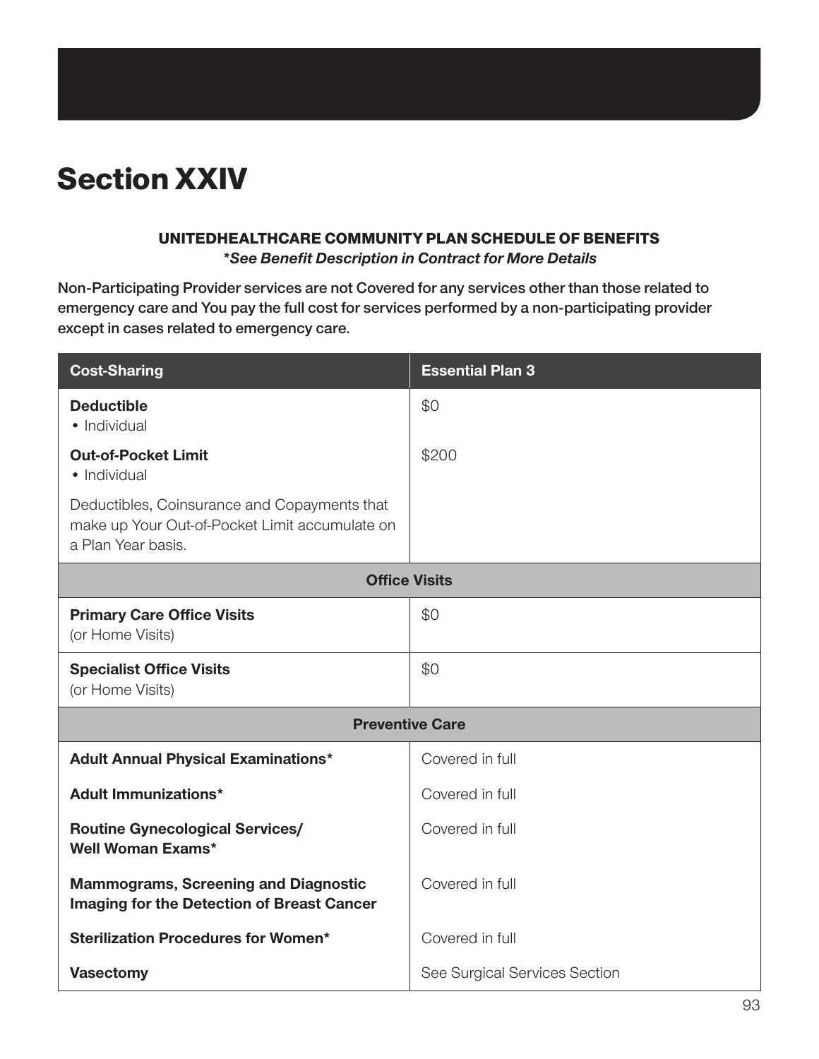# Section XXIV

**UNITEDHEALTHCARE COMMUNITY PLAN SCHEDULE OF BENEFITS**

***See Benefit Description in Contract for More Details***

Non-Participating Provider services are not Covered for any services other than those related to emergency care and You pay the full cost for services performed by a non-participating provider except in cases related to emergency care.

| Cost-Sharing | Essential Plan 3 |
|---|---|
| **Deductible**<br>• Individual | $0 |
| **Out-of-Pocket Limit**<br>• Individual | $200 |
| Deductibles, Coinsurance and Copayments that make up Your Out-of-Pocket Limit accumulate on a Plan Year basis. | |
| **Office Visits** | |
| **Primary Care Office Visits**<br>(or Home Visits) | $0 |
| **Specialist Office Visits**<br>(or Home Visits) | $0 |
| **Preventive Care** | |
| **Adult Annual Physical Examinations*** | Covered in full |
| **Adult Immunizations*** | Covered in full |
| **Routine Gynecological Services/ Well Woman Exams*** | Covered in full |
| **Mammograms, Screening and Diagnostic Imaging for the Detection of Breast Cancer** | Covered in full |
| **Sterilization Procedures for Women*** | Covered in full |
| **Vasectomy** | See Surgical Services Section |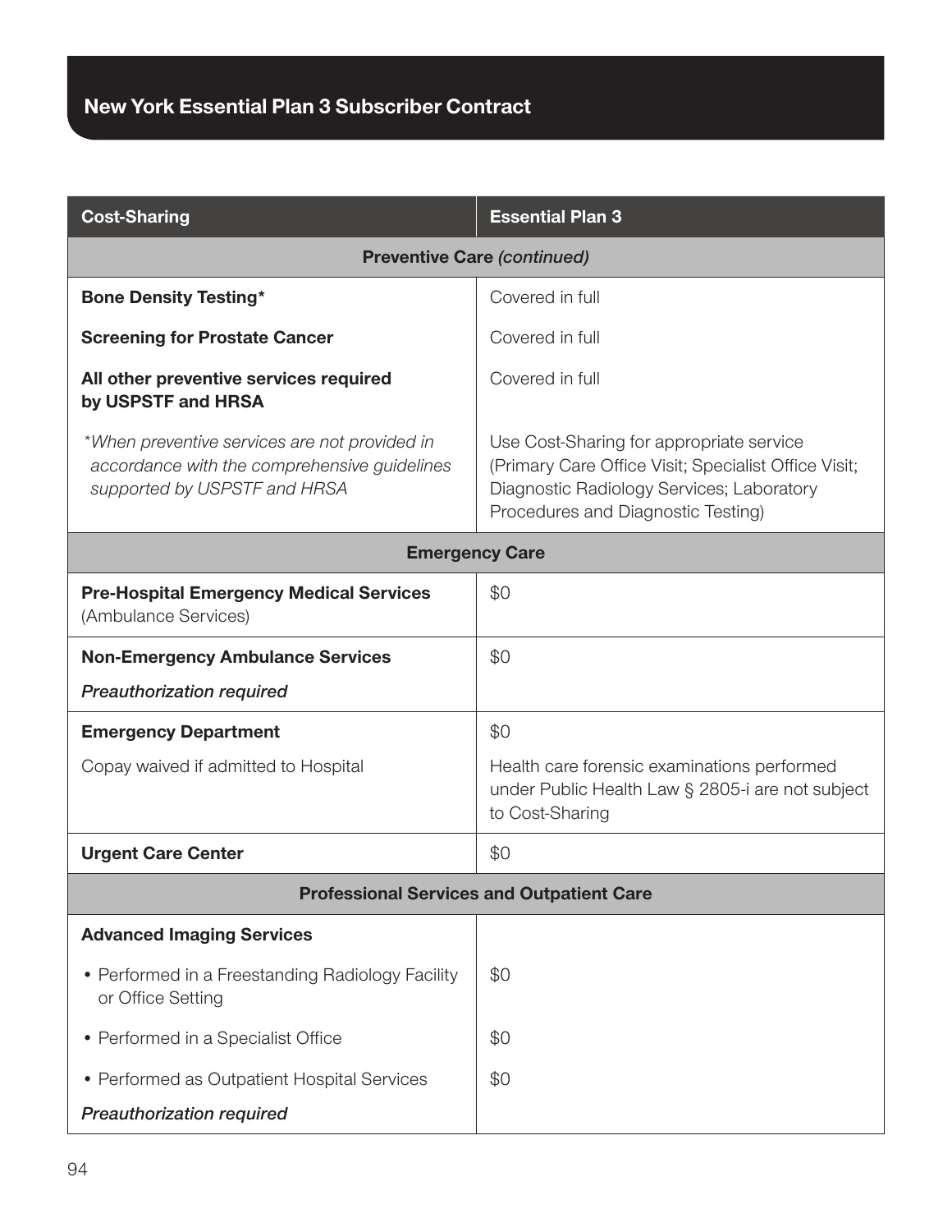| Cost-Sharing | Essential Plan 3 |
|---|---|
| **Preventive Care** *(continued)* | |
| **Bone Density Testing*** | Covered in full |
| **Screening for Prostate Cancer** | Covered in full |
| **All other preventive services required by USPSTF and HRSA** | Covered in full |
| *\*When preventive services are not provided in accordance with the comprehensive guidelines supported by USPSTF and HRSA* | Use Cost-Sharing for appropriate service (Primary Care Office Visit; Specialist Office Visit; Diagnostic Radiology Services; Laboratory Procedures and Diagnostic Testing) |
| **Emergency Care** | |
| **Pre-Hospital Emergency Medical Services** (Ambulance Services) | $0 |
| **Non-Emergency Ambulance Services**<br>*Preauthorization required* | $0 |
| **Emergency Department**<br>Copay waived if admitted to Hospital | $0<br>Health care forensic examinations performed under Public Health Law § 2805-i are not subject to Cost-Sharing |
| **Urgent Care Center** | $0 |
| **Professional Services and Outpatient Care** | |
| **Advanced Imaging Services** | |
| • Performed in a Freestanding Radiology Facility or Office Setting | $0 |
| • Performed in a Specialist Office | $0 |
| • Performed as Outpatient Hospital Services<br>*Preauthorization required* | $0 |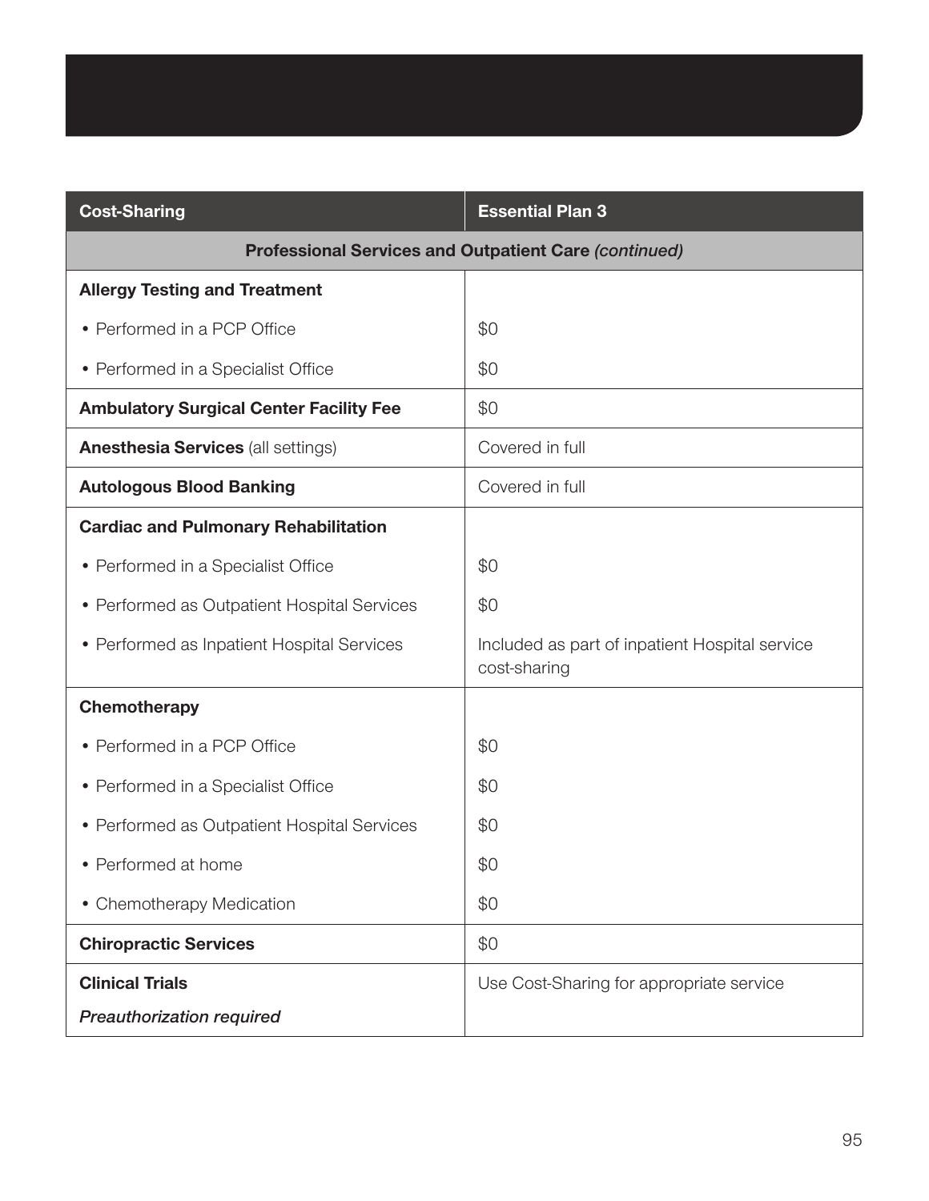| Cost-Sharing | Essential Plan 3 |
|---|---|
| **Professional Services and Outpatient Care** *(continued)* | |
| **Allergy Testing and Treatment** | |
| • Performed in a PCP Office | $0 |
| • Performed in a Specialist Office | $0 |
| **Ambulatory Surgical Center Facility Fee** | $0 |
| **Anesthesia Services** (all settings) | Covered in full |
| **Autologous Blood Banking** | Covered in full |
| **Cardiac and Pulmonary Rehabilitation** | |
| • Performed in a Specialist Office | $0 |
| • Performed as Outpatient Hospital Services | $0 |
| • Performed as Inpatient Hospital Services | Included as part of inpatient Hospital service cost-sharing |
| **Chemotherapy** | |
| • Performed in a PCP Office | $0 |
| • Performed in a Specialist Office | $0 |
| • Performed as Outpatient Hospital Services | $0 |
| • Performed at home | $0 |
| • Chemotherapy Medication | $0 |
| **Chiropractic Services** | $0 |
| **Clinical Trials**<br>*Preauthorization required* | Use Cost-Sharing for appropriate service |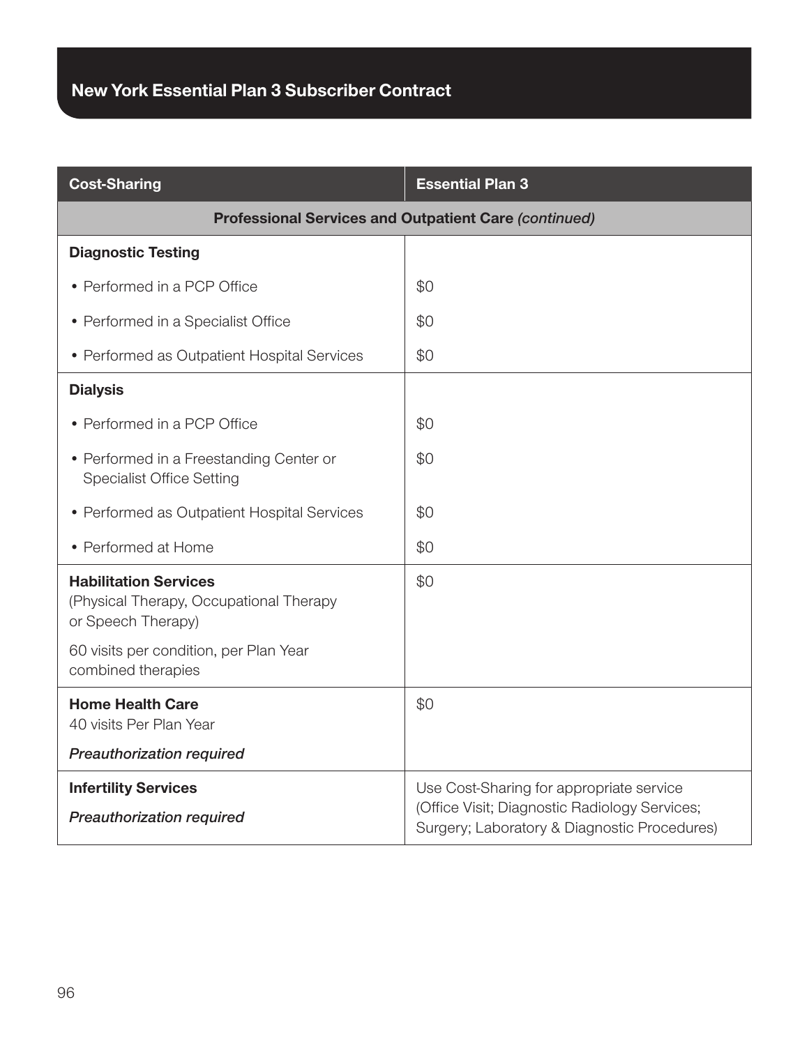| Cost-Sharing | Essential Plan 3 |
|---|---|
| **Professional Services and Outpatient Care** *(continued)* | |
| **Diagnostic Testing** | |
| • Performed in a PCP Office | $0 |
| • Performed in a Specialist Office | $0 |
| • Performed as Outpatient Hospital Services | $0 |
| **Dialysis** | |
| • Performed in a PCP Office | $0 |
| • Performed in a Freestanding Center or Specialist Office Setting | $0 |
| • Performed as Outpatient Hospital Services | $0 |
| • Performed at Home | $0 |
| **Habilitation Services** (Physical Therapy, Occupational Therapy or Speech Therapy)<br><br>60 visits per condition, per Plan Year combined therapies | $0 |
| **Home Health Care**<br>40 visits Per Plan Year<br><br>*Preauthorization required* | $0 |
| **Infertility Services**<br><br>*Preauthorization required* | Use Cost-Sharing for appropriate service (Office Visit; Diagnostic Radiology Services; Surgery; Laboratory & Diagnostic Procedures) |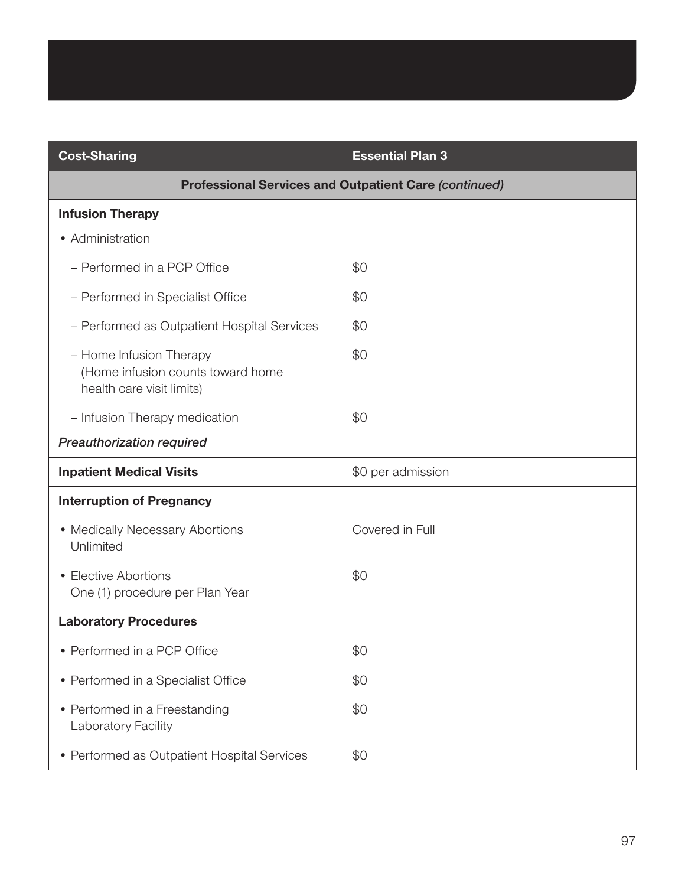| Cost-Sharing | Essential Plan 3 |
|---|---|
| **Professional Services and Outpatient Care** *(continued)* | |
| **Infusion Therapy** | |
| • Administration | |
| – Performed in a PCP Office | $0 |
| – Performed in Specialist Office | $0 |
| – Performed as Outpatient Hospital Services | $0 |
| – Home Infusion Therapy (Home infusion counts toward home health care visit limits) | $0 |
| – Infusion Therapy medication | $0 |
| *Preauthorization required* | |
| **Inpatient Medical Visits** | $0 per admission |
| **Interruption of Pregnancy** | |
| • Medically Necessary Abortions Unlimited | Covered in Full |
| • Elective Abortions One (1) procedure per Plan Year | $0 |
| **Laboratory Procedures** | |
| • Performed in a PCP Office | $0 |
| • Performed in a Specialist Office | $0 |
| • Performed in a Freestanding Laboratory Facility | $0 |
| • Performed as Outpatient Hospital Services | $0 |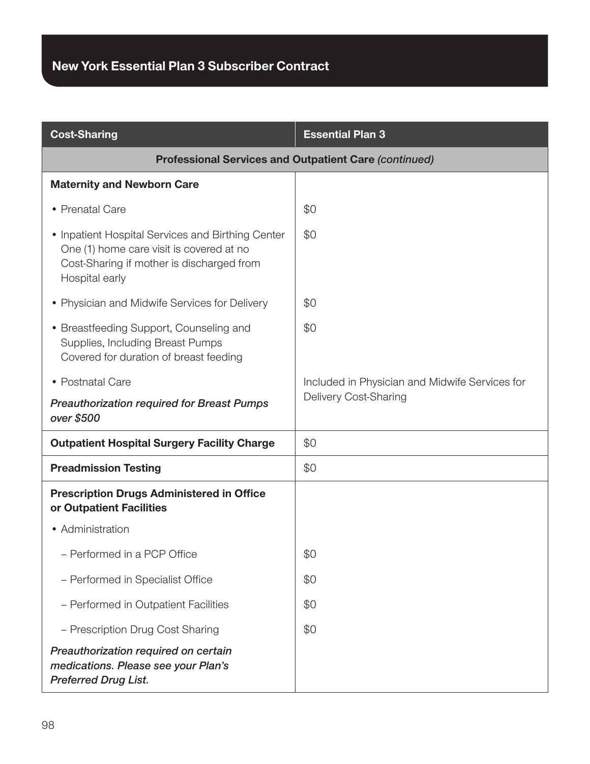| Cost-Sharing | Essential Plan 3 |
|---|---|
| **Professional Services and Outpatient Care** *(continued)* | |
| **Maternity and Newborn Care** | |
| • Prenatal Care | $0 |
| • Inpatient Hospital Services and Birthing Center One (1) home care visit is covered at no Cost-Sharing if mother is discharged from Hospital early | $0 |
| • Physician and Midwife Services for Delivery | $0 |
| • Breastfeeding Support, Counseling and Supplies, Including Breast Pumps Covered for duration of breast feeding | $0 |
| • Postnatal Care<br>***Preauthorization required for Breast Pumps over $500*** | Included in Physician and Midwife Services for Delivery Cost-Sharing |
| **Outpatient Hospital Surgery Facility Charge** | $0 |
| **Preadmission Testing** | $0 |
| **Prescription Drugs Administered in Office or Outpatient Facilities** | |
| • Administration | |
| – Performed in a PCP Office | $0 |
| – Performed in Specialist Office | $0 |
| – Performed in Outpatient Facilities | $0 |
| – Prescription Drug Cost Sharing | $0 |
| ***Preauthorization required on certain medications. Please see your Plan's Preferred Drug List.*** | |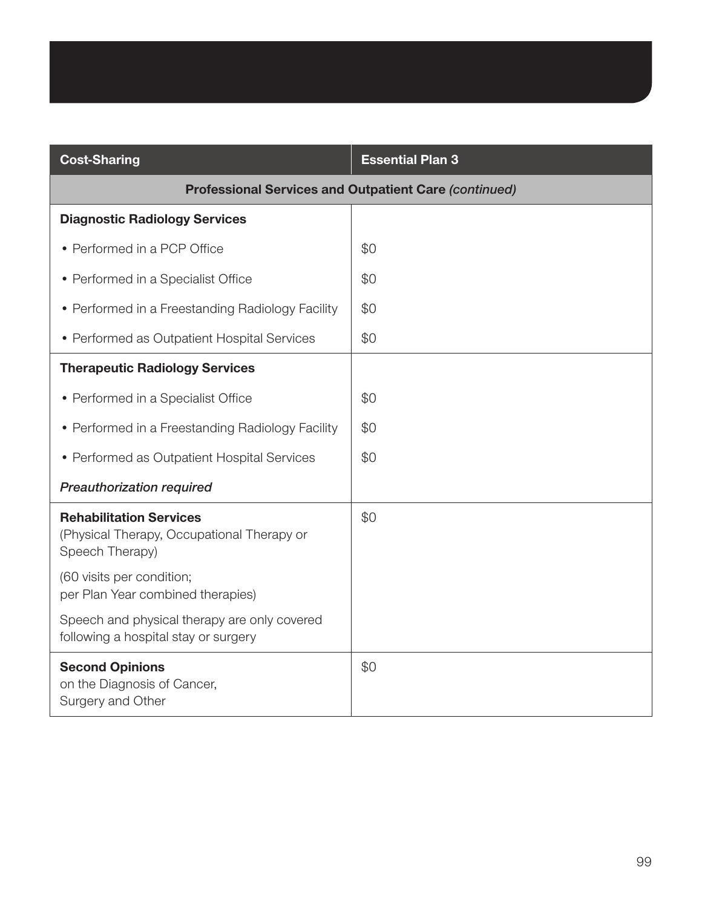| Cost-Sharing | Essential Plan 3 |
|---|---|
| **Professional Services and Outpatient Care** *(continued)* | |
| **Diagnostic Radiology Services** | |
| • Performed in a PCP Office | $0 |
| • Performed in a Specialist Office | $0 |
| • Performed in a Freestanding Radiology Facility | $0 |
| • Performed as Outpatient Hospital Services | $0 |
| **Therapeutic Radiology Services** | |
| • Performed in a Specialist Office | $0 |
| • Performed in a Freestanding Radiology Facility | $0 |
| • Performed as Outpatient Hospital Services | $0 |
| *Preauthorization required* | |
| **Rehabilitation Services** (Physical Therapy, Occupational Therapy or Speech Therapy) (60 visits per condition; per Plan Year combined therapies) Speech and physical therapy are only covered following a hospital stay or surgery | $0 |
| **Second Opinions** on the Diagnosis of Cancer, Surgery and Other | $0 |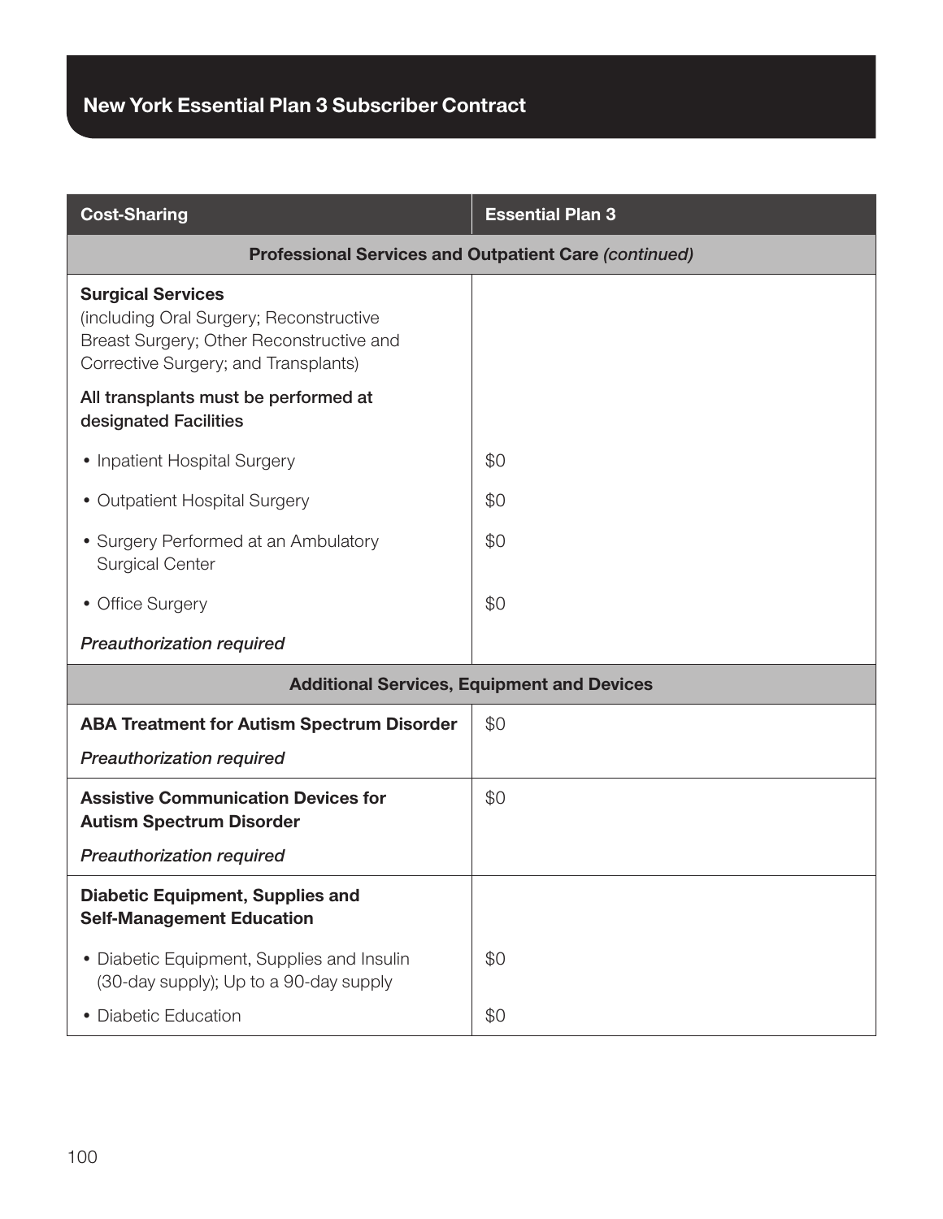## New York Essential Plan 3 Subscriber Contract

| Cost-Sharing | Essential Plan 3 |
|---|---|
| **Professional Services and Outpatient Care** *(continued)* | |
| **Surgical Services** (including Oral Surgery; Reconstructive Breast Surgery; Other Reconstructive and Corrective Surgery; and Transplants) | |
| All transplants must be performed at designated Facilities | |
| • Inpatient Hospital Surgery | $0 |
| • Outpatient Hospital Surgery | $0 |
| • Surgery Performed at an Ambulatory Surgical Center | $0 |
| • Office Surgery | $0 |
| *Preauthorization required* | |
| **Additional Services, Equipment and Devices** | |
| **ABA Treatment for Autism Spectrum Disorder** *Preauthorization required* | $0 |
| **Assistive Communication Devices for Autism Spectrum Disorder** *Preauthorization required* | $0 |
| **Diabetic Equipment, Supplies and Self-Management Education** | |
| • Diabetic Equipment, Supplies and Insulin (30-day supply); Up to a 90-day supply | $0 |
| • Diabetic Education | $0 |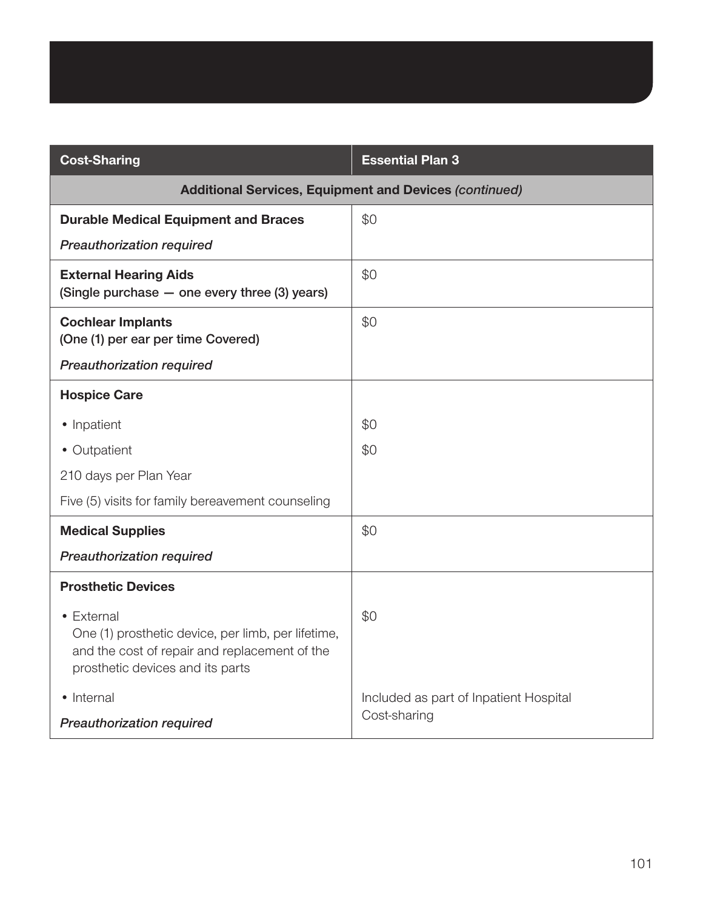| Cost-Sharing | Essential Plan 3 |
|---|---|
| **Additional Services, Equipment and Devices** *(continued)* | |
| **Durable Medical Equipment and Braces**<br>*Preauthorization required* | $0 |
| **External Hearing Aids**<br>**(Single purchase — one every three (3) years)** | $0 |
| **Cochlear Implants**<br>**(One (1) per ear per time Covered)**<br>*Preauthorization required* | $0 |
| **Hospice Care** | |
| • Inpatient | $0 |
| • Outpatient | $0 |
| 210 days per Plan Year<br>Five (5) visits for family bereavement counseling | |
| **Medical Supplies**<br>*Preauthorization required* | $0 |
| **Prosthetic Devices** | |
| • External<br>One (1) prosthetic device, per limb, per lifetime, and the cost of repair and replacement of the prosthetic devices and its parts | $0 |
| • Internal<br>*Preauthorization required* | Included as part of Inpatient Hospital Cost-sharing |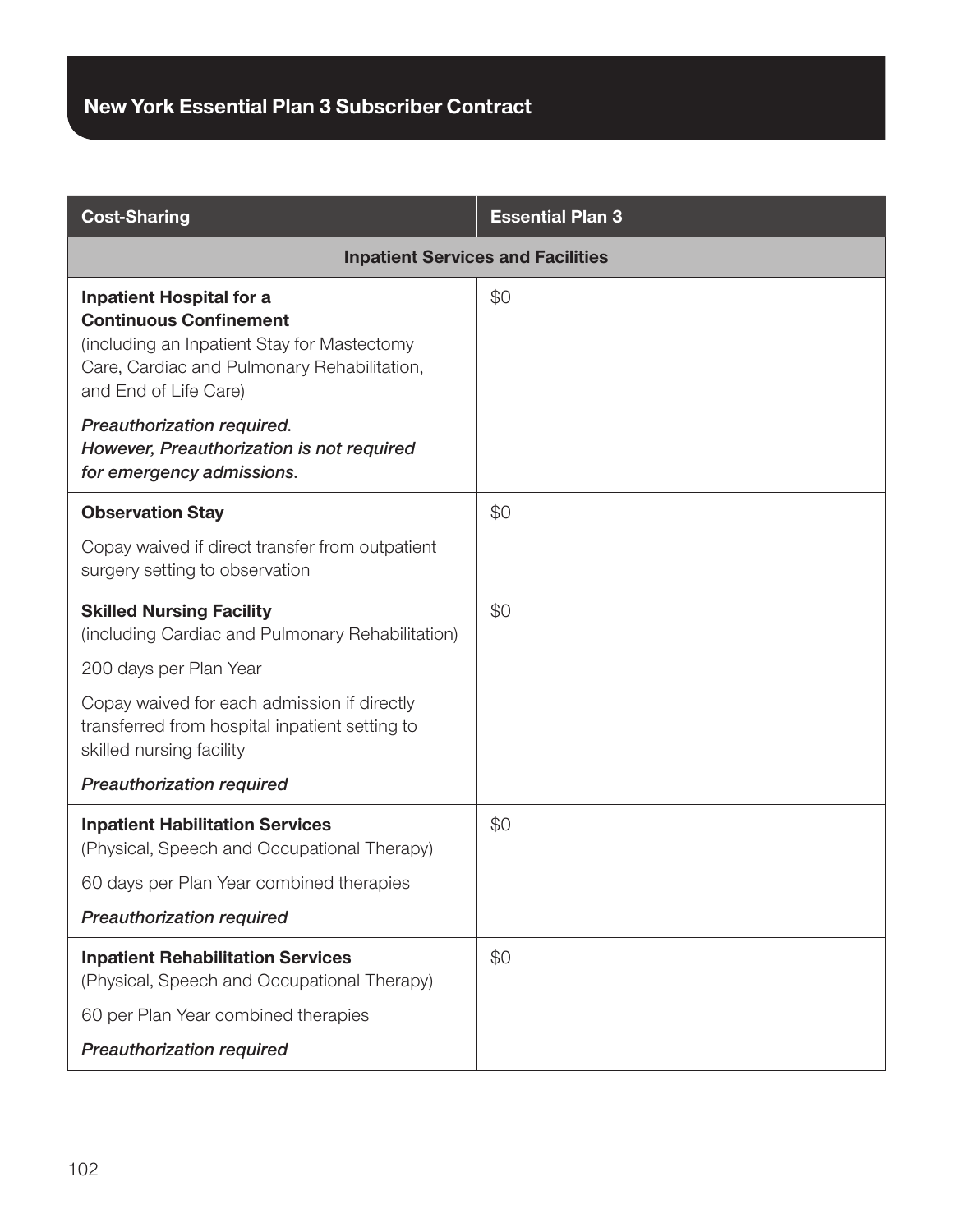| Cost-Sharing | Essential Plan 3 |
|---|---|
| **Inpatient Services and Facilities** | |
| **Inpatient Hospital for a Continuous Confinement** (including an Inpatient Stay for Mastectomy Care, Cardiac and Pulmonary Rehabilitation, and End of Life Care)<br><br>*Preauthorization required. However, Preauthorization is not required for emergency admissions.* | $0 |
| **Observation Stay**<br><br>Copay waived if direct transfer from outpatient surgery setting to observation | $0 |
| **Skilled Nursing Facility** (including Cardiac and Pulmonary Rehabilitation)<br><br>200 days per Plan Year<br><br>Copay waived for each admission if directly transferred from hospital inpatient setting to skilled nursing facility<br><br>*Preauthorization required* | $0 |
| **Inpatient Habilitation Services** (Physical, Speech and Occupational Therapy)<br><br>60 days per Plan Year combined therapies<br><br>*Preauthorization required* | $0 |
| **Inpatient Rehabilitation Services** (Physical, Speech and Occupational Therapy)<br><br>60 per Plan Year combined therapies<br><br>*Preauthorization required* | $0 |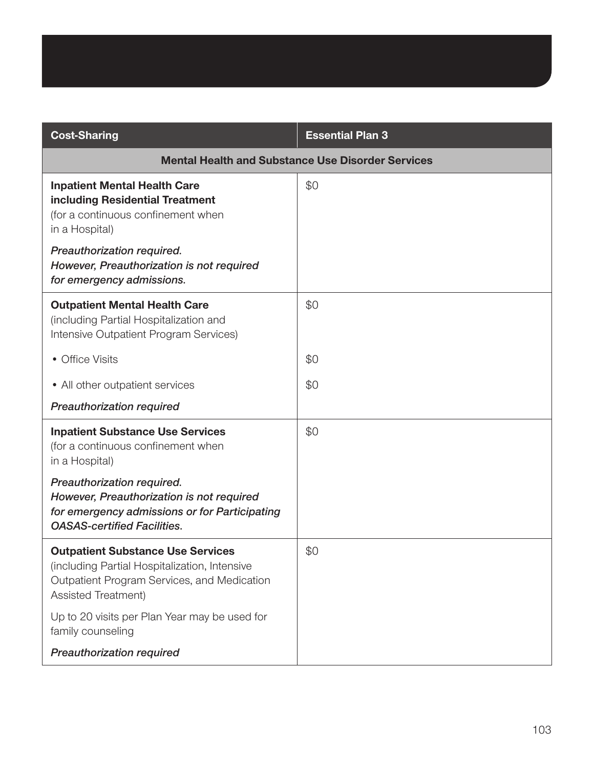| **Cost-Sharing** | **Essential Plan 3** |
|---|---|
| **Mental Health and Substance Use Disorder Services** | |
| **Inpatient Mental Health Care including Residential Treatment** (for a continuous confinement when in a Hospital)<br><br>*Preauthorization required. However, Preauthorization is not required for emergency admissions.* | $0 |
| **Outpatient Mental Health Care** (including Partial Hospitalization and Intensive Outpatient Program Services) | $0 |
| • Office Visits | $0 |
| • All other outpatient services<br><br>*Preauthorization required* | $0 |
| **Inpatient Substance Use Services** (for a continuous confinement when in a Hospital)<br><br>*Preauthorization required. However, Preauthorization is not required for emergency admissions or for Participating OASAS-certified Facilities.* | $0 |
| **Outpatient Substance Use Services** (including Partial Hospitalization, Intensive Outpatient Program Services, and Medication Assisted Treatment)<br><br>Up to 20 visits per Plan Year may be used for family counseling<br><br>*Preauthorization required* | $0 |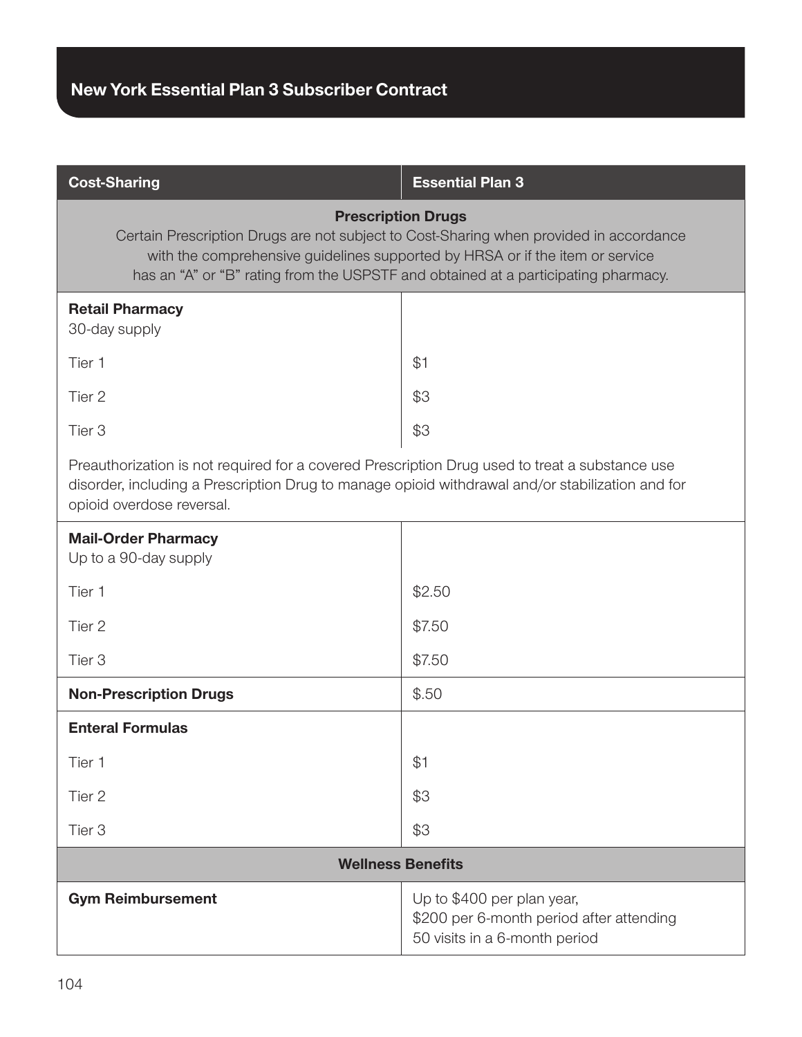| Cost-Sharing | Essential Plan 3 |
|---|---|
| **Prescription Drugs**<br>Certain Prescription Drugs are not subject to Cost-Sharing when provided in accordance with the comprehensive guidelines supported by HRSA or if the item or service has an "A" or "B" rating from the USPSTF and obtained at a participating pharmacy. | |
| **Retail Pharmacy**<br>30-day supply | |
| Tier 1 | $1 |
| Tier 2 | $3 |
| Tier 3 | $3 |
| Preauthorization is not required for a covered Prescription Drug used to treat a substance use disorder, including a Prescription Drug to manage opioid withdrawal and/or stabilization and for opioid overdose reversal. | |
| **Mail-Order Pharmacy**<br>Up to a 90-day supply | |
| Tier 1 | $2.50 |
| Tier 2 | $7.50 |
| Tier 3 | $7.50 |
| **Non-Prescription Drugs** | $.50 |
| **Enteral Formulas** | |
| Tier 1 | $1 |
| Tier 2 | $3 |
| Tier 3 | $3 |
| **Wellness Benefits** | |
| **Gym Reimbursement** | Up to $400 per plan year,<br>$200 per 6-month period after attending 50 visits in a 6-month period |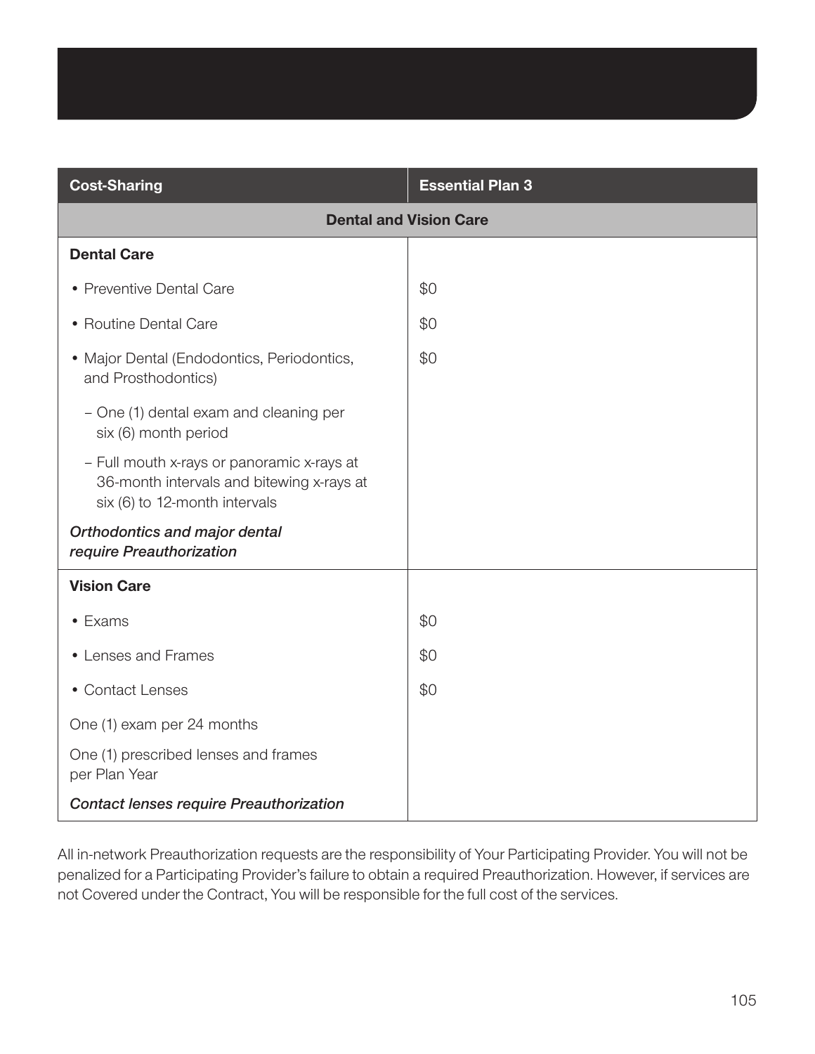| Cost-Sharing | Essential Plan 3 |
| --- | --- |
| **Dental and Vision Care** | |
| **Dental Care** | |
| • Preventive Dental Care | $0 |
| • Routine Dental Care | $0 |
| • Major Dental (Endodontics, Periodontics, and Prosthodontics) | $0 |
| – One (1) dental exam and cleaning per six (6) month period | |
| – Full mouth x-rays or panoramic x-rays at 36-month intervals and bitewing x-rays at six (6) to 12-month intervals | |
| ***Orthodontics and major dental require Preauthorization*** | |
| **Vision Care** | |
| • Exams | $0 |
| • Lenses and Frames | $0 |
| • Contact Lenses | $0 |
| One (1) exam per 24 months | |
| One (1) prescribed lenses and frames per Plan Year | |
| ***Contact lenses require Preauthorization*** | |

All in-network Preauthorization requests are the responsibility of Your Participating Provider. You will not be penalized for a Participating Provider's failure to obtain a required Preauthorization. However, if services are not Covered under the Contract, You will be responsible for the full cost of the services.